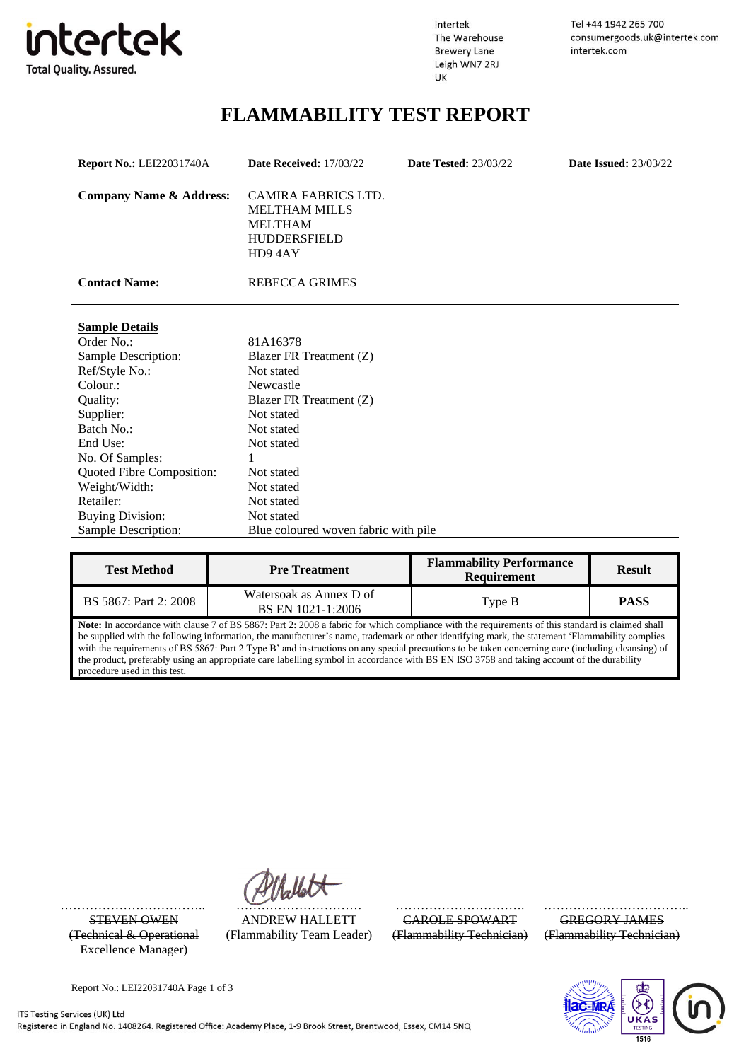intertek
Total Quality. Assured.

Intertek
The Warehouse
Brewery Lane
Leigh WN7 2RJ
UK

Tel +44 1942 265 700
consumergoods.uk@intertek.com
intertek.com

# FLAMMABILITY TEST REPORT

**Report No.:** LEI22031740A **Date Received:** 17/03/22 **Date Tested:** 23/03/22 **Date Issued:** 23/03/22

**Company Name & Address:** CAMIRA FABRICS LTD.
MELTHAM MILLS
MELTHAM
HUDDERSFIELD
HD9 4AY

**Contact Name:** REBECCA GRIMES

**Sample Details**

| | |
|---|---|
| Order No.: | 81A16378 |
| Sample Description: | Blazer FR Treatment (Z) |
| Ref/Style No.: | Not stated |
| Colour.: | Newcastle |
| Quality: | Blazer FR Treatment (Z) |
| Supplier: | Not stated |
| Batch No.: | Not stated |
| End Use: | Not stated |
| No. Of Samples: | 1 |
| Quoted Fibre Composition: | Not stated |
| Weight/Width: | Not stated |
| Retailer: | Not stated |
| Buying Division: | Not stated |
| Sample Description: | Blue coloured woven fabric with pile |

| Test Method | Pre Treatment | Flammability Performance Requirement | Result |
|---|---|---|---|
| BS 5867: Part 2: 2008 | Watersoak as Annex D of BS EN 1021-1:2006 | Type B | **PASS** |

**Note:** In accordance with clause 7 of BS 5867: Part 2: 2008 a fabric for which compliance with the requirements of this standard is claimed shall be supplied with the following information, the manufacturer's name, trademark or other identifying mark, the statement 'Flammability complies with the requirements of BS 5867: Part 2 Type B' and instructions on any special precautions to be taken concerning care (including cleansing) of the product, preferably using an appropriate care labelling symbol in accordance with BS EN ISO 3758 and taking account of the durability procedure used in this test.

~~STEVEN OWEN~~
~~(Technical & Operational Excellence Manager)~~

ANDREW HALLETT
(Flammability Team Leader)

~~CAROLE SPOWART~~
~~(Flammability Technician)~~

~~GREGORY JAMES~~
~~(Flammability Technician)~~

ITS Testing Services (UK) Ltd
Registered in England No. 1408264. Registered Office: Academy Place, 1-9 Brook Street, Brentwood, Essex, CM14 5NQ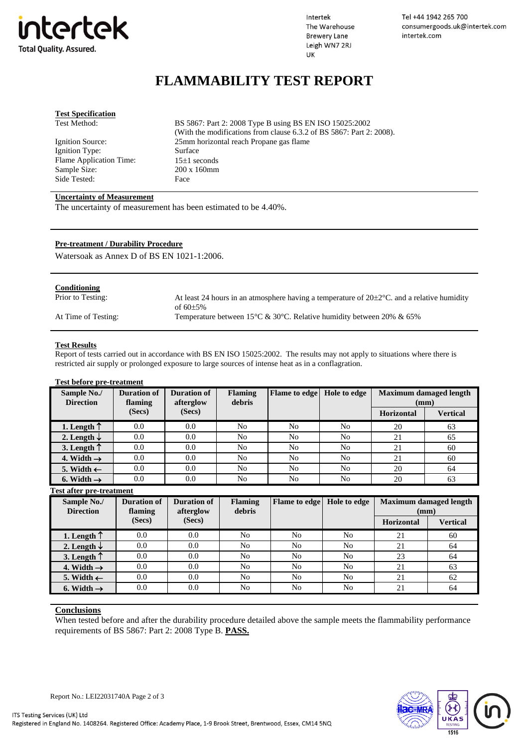Intertek
The Warehouse
Brewery Lane
Leigh WN7 2RJ
UK

Tel +44 1942 265 700
consumergoods.uk@intertek.com
intertek.com

# FLAMMABILITY TEST REPORT

**Test Specification**

| | |
|---|---|
| Test Method: | BS 5867: Part 2: 2008 Type B using BS EN ISO 15025:2002 (With the modifications from clause 6.3.2 of BS 5867: Part 2: 2008). |
| Ignition Source: | 25mm horizontal reach Propane gas flame |
| Ignition Type: | Surface |
| Flame Application Time: | 15±1 seconds |
| Sample Size: | 200 x 160mm |
| Side Tested: | Face |

**Uncertainty of Measurement**

The uncertainty of measurement has been estimated to be 4.40%.

**Pre-treatment / Durability Procedure**

Watersoak as Annex D of BS EN 1021-1:2006.

**Conditioning**

| | |
|---|---|
| Prior to Testing: | At least 24 hours in an atmosphere having a temperature of 20±2°C. and a relative humidity of 60±5% |
| At Time of Testing: | Temperature between 15°C & 30°C. Relative humidity between 20% & 65% |

**Test Results**

Report of tests carried out in accordance with BS EN ISO 15025:2002. The results may not apply to situations where there is restricted air supply or prolonged exposure to large sources of intense heat as in a conflagration.

**Test before pre-treatment**

| Sample No./ Direction | Duration of flaming (Secs) | Duration of afterglow (Secs) | Flaming debris | Flame to edge | Hole to edge | Maximum damaged length (mm) | |
|---|---|---|---|---|---|---|---|
| | | | | | | Horizontal | Vertical |
| 1. Length ↑ | 0.0 | 0.0 | No | No | No | 20 | 63 |
| 2. Length ↓ | 0.0 | 0.0 | No | No | No | 21 | 65 |
| 3. Length ↑ | 0.0 | 0.0 | No | No | No | 21 | 60 |
| 4. Width → | 0.0 | 0.0 | No | No | No | 21 | 60 |
| 5. Width ← | 0.0 | 0.0 | No | No | No | 20 | 64 |
| 6. Width → | 0.0 | 0.0 | No | No | No | 20 | 63 |

**Test after pre-treatment**

| Sample No./ Direction | Duration of flaming (Secs) | Duration of afterglow (Secs) | Flaming debris | Flame to edge | Hole to edge | Maximum damaged length (mm) | |
|---|---|---|---|---|---|---|---|
| | | | | | | Horizontal | Vertical |
| 1. Length ↑ | 0.0 | 0.0 | No | No | No | 21 | 60 |
| 2. Length ↓ | 0.0 | 0.0 | No | No | No | 21 | 64 |
| 3. Length ↑ | 0.0 | 0.0 | No | No | No | 23 | 64 |
| 4. Width → | 0.0 | 0.0 | No | No | No | 21 | 63 |
| 5. Width ← | 0.0 | 0.0 | No | No | No | 21 | 62 |
| 6. Width → | 0.0 | 0.0 | No | No | No | 21 | 64 |

**Conclusions**

When tested before and after the durability procedure detailed above the sample meets the flammability performance requirements of BS 5867: Part 2: 2008 Type B. **PASS.**

Report No.: LEI22031740A

ITS Testing Services (UK) Ltd
Registered in England No. 1408264. Registered Office: Academy Place, 1-9 Brook Street, Brentwood, Essex, CM14 5NQ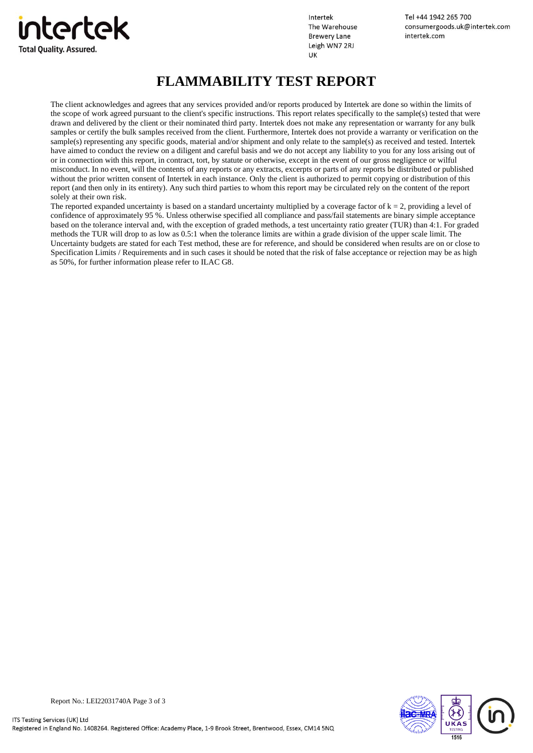# FLAMMABILITY TEST REPORT

The client acknowledges and agrees that any services provided and/or reports produced by Intertek are done so within the limits of the scope of work agreed pursuant to the client's specific instructions. This report relates specifically to the sample(s) tested that were drawn and delivered by the client or their nominated third party. Intertek does not make any representation or warranty for any bulk samples or certify the bulk samples received from the client. Furthermore, Intertek does not provide a warranty or verification on the sample(s) representing any specific goods, material and/or shipment and only relate to the sample(s) as received and tested. Intertek have aimed to conduct the review on a diligent and careful basis and we do not accept any liability to you for any loss arising out of or in connection with this report, in contract, tort, by statute or otherwise, except in the event of our gross negligence or wilful misconduct. In no event, will the contents of any reports or any extracts, excerpts or parts of any reports be distributed or published without the prior written consent of Intertek in each instance. Only the client is authorized to permit copying or distribution of this report (and then only in its entirety). Any such third parties to whom this report may be circulated rely on the content of the report solely at their own risk.

The reported expanded uncertainty is based on a standard uncertainty multiplied by a coverage factor of $k = 2$, providing a level of confidence of approximately 95 %. Unless otherwise specified all compliance and pass/fail statements are binary simple acceptance based on the tolerance interval and, with the exception of graded methods, a test uncertainty ratio greater (TUR) than 4:1. For graded methods the TUR will drop to as low as 0.5:1 when the tolerance limits are within a grade division of the upper scale limit. The Uncertainty budgets are stated for each Test method, these are for reference, and should be considered when results are on or close to Specification Limits / Requirements and in such cases it should be noted that the risk of false acceptance or rejection may be as high as 50%, for further information please refer to ILAC G8.

Report No.: LEI22031740A